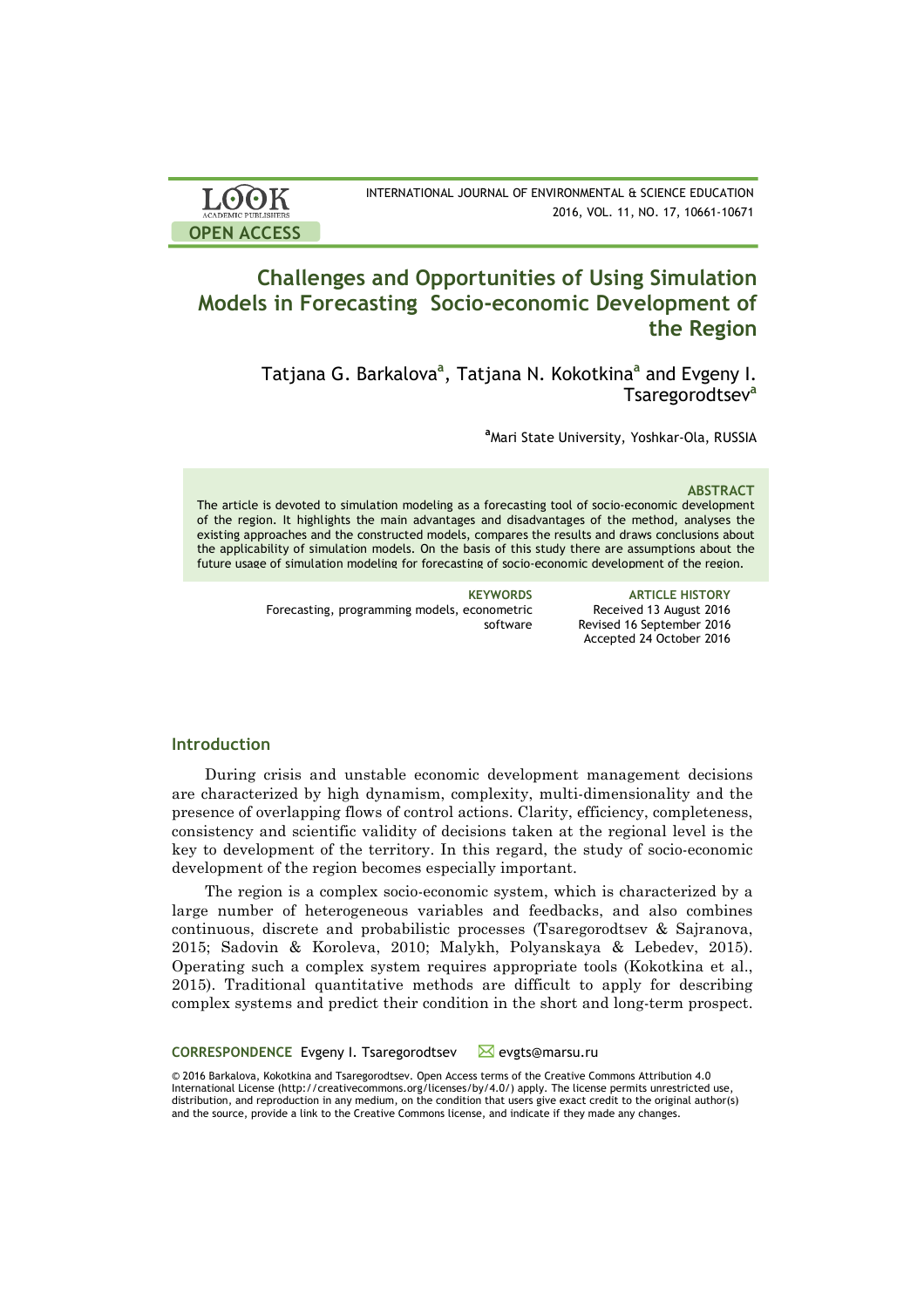OPEN ACCESS

# Challenges and Opportunities of Using Simulation Models in Forecasting Socio-economic Development of the Region

Tatjana G. Barkalova[a], Tatjana N. Kokotkina[a] and Evgeny I. Tsaregorodtsev[a]

[a]Mari State University, Yoshkar-Ola, RUSSIA

### ABSTRACT

The article is devoted to simulation modeling as a forecasting tool of socio-economic development of the region. It highlights the main advantages and disadvantages of the method, analyses the existing approaches and the constructed models, compares the results and draws conclusions about the applicability of simulation models. On the basis of this study there are assumptions about the future usage of simulation modeling for forecasting of socio-economic development of the region.

**KEYWORDS**
Forecasting, programming models, econometric software

**ARTICLE HISTORY**
Received 13 August 2016
Revised 16 September 2016
Accepted 24 October 2016

## Introduction

During crisis and unstable economic development management decisions are characterized by high dynamism, complexity, multi-dimensionality and the presence of overlapping flows of control actions. Clarity, efficiency, completeness, consistency and scientific validity of decisions taken at the regional level is the key to development of the territory. In this regard, the study of socio-economic development of the region becomes especially important.

The region is a complex socio-economic system, which is characterized by a large number of heterogeneous variables and feedbacks, and also combines continuous, discrete and probabilistic processes (Tsaregorodtsev & Sajranova, 2015; Sadovin & Koroleva, 2010; Malykh, Polyanskaya & Lebedev, 2015). Operating such a complex system requires appropriate tools (Kokotkina et al., 2015). Traditional quantitative methods are difficult to apply for describing complex systems and predict their condition in the short and long-term prospect.

**CORRESPONDENCE** Evgeny I. Tsaregorodtsev evgts@marsu.ru

© 2016 Barkalova, Kokotkina and Tsaregorodtsev. Open Access terms of the Creative Commons Attribution 4.0 International License (http://creativecommons.org/licenses/by/4.0/) apply. The license permits unrestricted use, distribution, and reproduction in any medium, on the condition that users give exact credit to the original author(s) and the source, provide a link to the Creative Commons license, and indicate if they made any changes.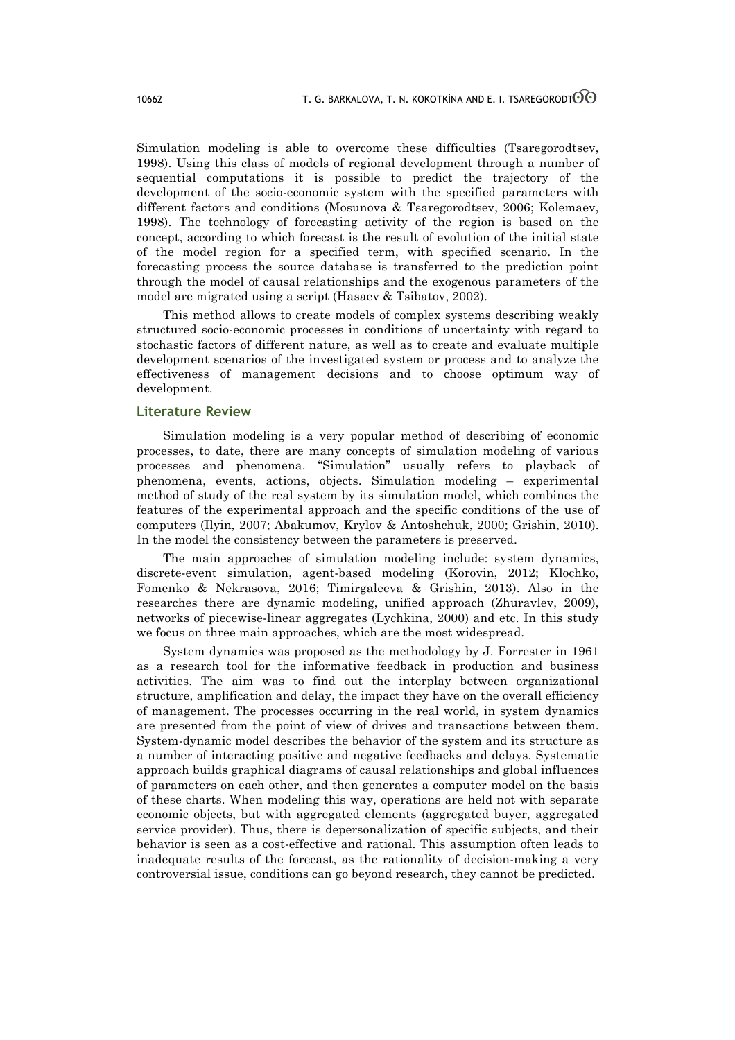Simulation modeling is able to overcome these difficulties (Tsaregorodtsev, 1998). Using this class of models of regional development through a number of sequential computations it is possible to predict the trajectory of the development of the socio-economic system with the specified parameters with different factors and conditions (Mosunova & Tsaregorodtsev, 2006; Kolemaev, 1998). The technology of forecasting activity of the region is based on the concept, according to which forecast is the result of evolution of the initial state of the model region for a specified term, with specified scenario. In the forecasting process the source database is transferred to the prediction point through the model of causal relationships and the exogenous parameters of the model are migrated using a script (Hasaev & Tsibatov, 2002).

This method allows to create models of complex systems describing weakly structured socio-economic processes in conditions of uncertainty with regard to stochastic factors of different nature, as well as to create and evaluate multiple development scenarios of the investigated system or process and to analyze the effectiveness of management decisions and to choose optimum way of development.

## Literature Review

Simulation modeling is a very popular method of describing of economic processes, to date, there are many concepts of simulation modeling of various processes and phenomena. "Simulation" usually refers to playback of phenomena, events, actions, objects. Simulation modeling – experimental method of study of the real system by its simulation model, which combines the features of the experimental approach and the specific conditions of the use of computers (Ilyin, 2007; Abakumov, Krylov & Antoshchuk, 2000; Grishin, 2010). In the model the consistency between the parameters is preserved.

The main approaches of simulation modeling include: system dynamics, discrete-event simulation, agent-based modeling (Korovin, 2012; Klochko, Fomenko & Nekrasova, 2016; Timirgaleeva & Grishin, 2013). Also in the researches there are dynamic modeling, unified approach (Zhuravlev, 2009), networks of piecewise-linear aggregates (Lychkina, 2000) and etc. In this study we focus on three main approaches, which are the most widespread.

System dynamics was proposed as the methodology by J. Forrester in 1961 as a research tool for the informative feedback in production and business activities. The aim was to find out the interplay between organizational structure, amplification and delay, the impact they have on the overall efficiency of management. The processes occurring in the real world, in system dynamics are presented from the point of view of drives and transactions between them. System-dynamic model describes the behavior of the system and its structure as a number of interacting positive and negative feedbacks and delays. Systematic approach builds graphical diagrams of causal relationships and global influences of parameters on each other, and then generates a computer model on the basis of these charts. When modeling this way, operations are held not with separate economic objects, but with aggregated elements (aggregated buyer, aggregated service provider). Thus, there is depersonalization of specific subjects, and their behavior is seen as a cost-effective and rational. This assumption often leads to inadequate results of the forecast, as the rationality of decision-making a very controversial issue, conditions can go beyond research, they cannot be predicted.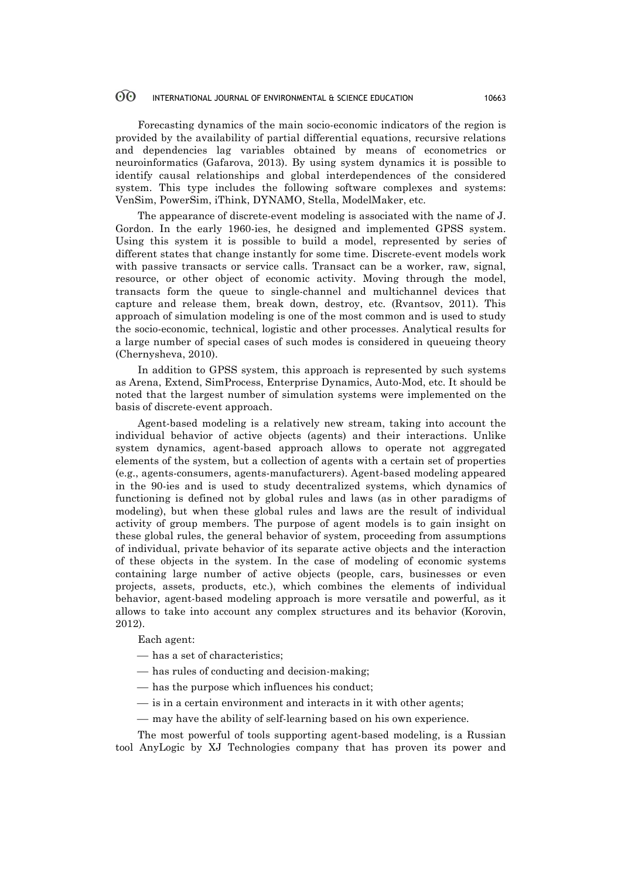Forecasting dynamics of the main socio-economic indicators of the region is provided by the availability of partial differential equations, recursive relations and dependencies lag variables obtained by means of econometrics or neuroinformatics (Gafarova, 2013). By using system dynamics it is possible to identify causal relationships and global interdependences of the considered system. This type includes the following software complexes and systems: VenSim, PowerSim, iThink, DYNAMO, Stella, ModelMaker, etc.

The appearance of discrete-event modeling is associated with the name of J. Gordon. In the early 1960-ies, he designed and implemented GPSS system. Using this system it is possible to build a model, represented by series of different states that change instantly for some time. Discrete-event models work with passive transacts or service calls. Transact can be a worker, raw, signal, resource, or other object of economic activity. Moving through the model, transacts form the queue to single-channel and multichannel devices that capture and release them, break down, destroy, etc. (Rvantsov, 2011). This approach of simulation modeling is one of the most common and is used to study the socio-economic, technical, logistic and other processes. Analytical results for a large number of special cases of such modes is considered in queueing theory (Chernysheva, 2010).

In addition to GPSS system, this approach is represented by such systems as Arena, Extend, SimProcess, Enterprise Dynamics, Auto-Mod, etc. It should be noted that the largest number of simulation systems were implemented on the basis of discrete-event approach.

Agent-based modeling is a relatively new stream, taking into account the individual behavior of active objects (agents) and their interactions. Unlike system dynamics, agent-based approach allows to operate not aggregated elements of the system, but a collection of agents with a certain set of properties (e.g., agents-consumers, agents-manufacturers). Agent-based modeling appeared in the 90-ies and is used to study decentralized systems, which dynamics of functioning is defined not by global rules and laws (as in other paradigms of modeling), but when these global rules and laws are the result of individual activity of group members. The purpose of agent models is to gain insight on these global rules, the general behavior of system, proceeding from assumptions of individual, private behavior of its separate active objects and the interaction of these objects in the system. In the case of modeling of economic systems containing large number of active objects (people, cars, businesses or even projects, assets, products, etc.), which combines the elements of individual behavior, agent-based modeling approach is more versatile and powerful, as it allows to take into account any complex structures and its behavior (Korovin, 2012).

Each agent:

- has a set of characteristics;
- has rules of conducting and decision-making;
- has the purpose which influences his conduct;
- is in a certain environment and interacts in it with other agents;
- may have the ability of self-learning based on his own experience.

The most powerful of tools supporting agent-based modeling, is a Russian tool AnyLogic by XJ Technologies company that has proven its power and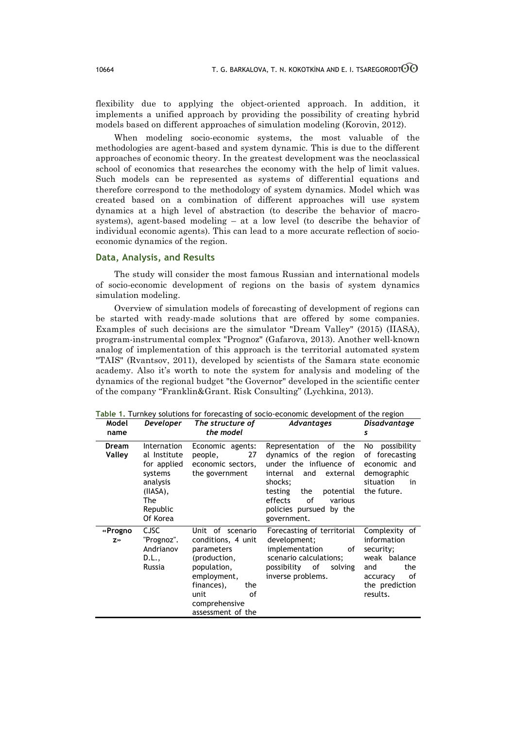flexibility due to applying the object-oriented approach. In addition, it implements a unified approach by providing the possibility of creating hybrid models based on different approaches of simulation modeling (Korovin, 2012).

When modeling socio-economic systems, the most valuable of the methodologies are agent-based and system dynamic. This is due to the different approaches of economic theory. In the greatest development was the neoclassical school of economics that researches the economy with the help of limit values. Such models can be represented as systems of differential equations and therefore correspond to the methodology of system dynamics. Model which was created based on a combination of different approaches will use system dynamics at a high level of abstraction (to describe the behavior of macro-systems), agent-based modeling – at a low level (to describe the behavior of individual economic agents). This can lead to a more accurate reflection of socio-economic dynamics of the region.

## Data, Analysis, and Results

The study will consider the most famous Russian and international models of socio-economic development of regions on the basis of system dynamics simulation modeling.

Overview of simulation models of forecasting of development of regions can be started with ready-made solutions that are offered by some companies. Examples of such decisions are the simulator "Dream Valley" (2015) (IIASA), program-instrumental complex "Prognoz" (Gafarova, 2013). Another well-known analog of implementation of this approach is the territorial automated system "TAIS" (Rvantsov, 2011), developed by scientists of the Samara state economic academy. Also it's worth to note the system for analysis and modeling of the dynamics of the regional budget "the Governor" developed in the scientific center of the company "Franklin&Grant. Risk Consulting" (Lychkina, 2013).

**Table 1.** Turnkey solutions for forecasting of socio-economic development of the region

| Model name | *Developer* | *The structure of the model* | *Advantages* | *Disadvantages* |
|---|---|---|---|---|
| **Dream Valley** | International Institute for applied systems analysis (IIASA), The Republic Of Korea | Economic agents: people, 27 economic sectors, the government | Representation of the dynamics of the region under the influence of internal and external shocks; testing the potential effects of various policies pursued by the government. | No possibility of forecasting economic and demographic situation in the future. |
| **«Prognoz»** | CJSC "Prognoz". Andrianov D.L., Russia | Unit of scenario conditions, 4 unit parameters (production, population, employment, finances), the unit of comprehensive assessment of the | Forecasting of territorial development; implementation of scenario calculations; possibility of solving inverse problems. | Complexity of information security; weak balance and the accuracy of the prediction results. |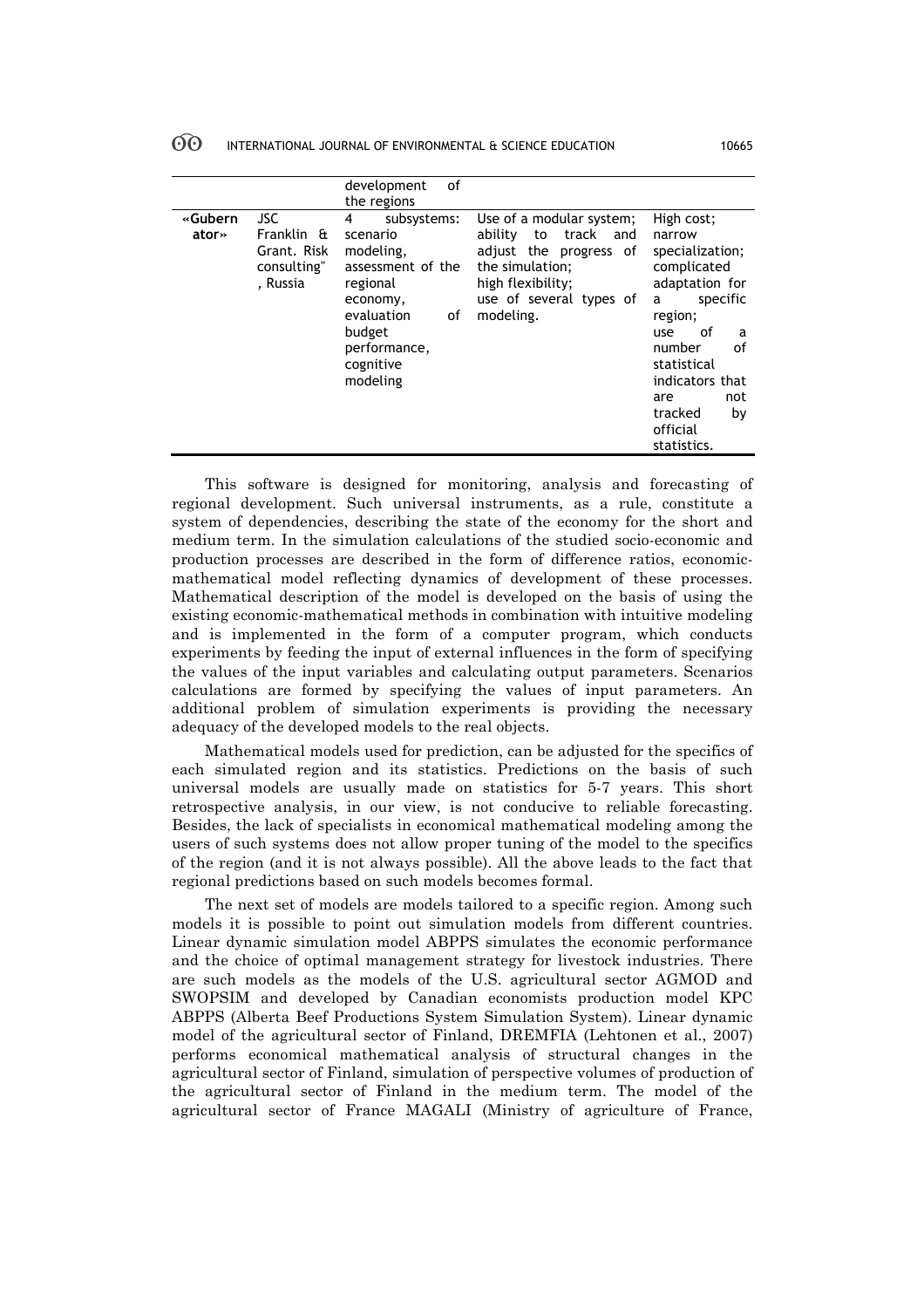| | | development of the regions | | |
|---|---|---|---|---|
| **«Gubernator»** | JSC Franklin & Grant. Risk consulting", Russia | 4 subsystems: scenario modeling, assessment of the regional economy, evaluation of budget performance, cognitive modeling | Use of a modular system; ability to track and adjust the progress of the simulation; high flexibility; use of several types of modeling. | High cost; narrow specialization; complicated adaptation for a specific region; use of a number of statistical indicators that are not tracked by official statistics. |

This software is designed for monitoring, analysis and forecasting of regional development. Such universal instruments, as a rule, constitute a system of dependencies, describing the state of the economy for the short and medium term. In the simulation calculations of the studied socio-economic and production processes are described in the form of difference ratios, economic-mathematical model reflecting dynamics of development of these processes. Mathematical description of the model is developed on the basis of using the existing economic-mathematical methods in combination with intuitive modeling and is implemented in the form of a computer program, which conducts experiments by feeding the input of external influences in the form of specifying the values of the input variables and calculating output parameters. Scenarios calculations are formed by specifying the values of input parameters. An additional problem of simulation experiments is providing the necessary adequacy of the developed models to the real objects.

Mathematical models used for prediction, can be adjusted for the specifics of each simulated region and its statistics. Predictions on the basis of such universal models are usually made on statistics for 5-7 years. This short retrospective analysis, in our view, is not conducive to reliable forecasting. Besides, the lack of specialists in economical mathematical modeling among the users of such systems does not allow proper tuning of the model to the specifics of the region (and it is not always possible). All the above leads to the fact that regional predictions based on such models becomes formal.

The next set of models are models tailored to a specific region. Among such models it is possible to point out simulation models from different countries. Linear dynamic simulation model ABPPS simulates the economic performance and the choice of optimal management strategy for livestock industries. There are such models as the models of the U.S. agricultural sector AGMOD and SWOPSIM and developed by Canadian economists production model KPC ABPPS (Alberta Beef Productions System Simulation System). Linear dynamic model of the agricultural sector of Finland, DREMFIA (Lehtonen et al., 2007) performs economical mathematical analysis of structural changes in the agricultural sector of Finland, simulation of perspective volumes of production of the agricultural sector of Finland in the medium term. The model of the agricultural sector of France MAGALI (Ministry of agriculture of France,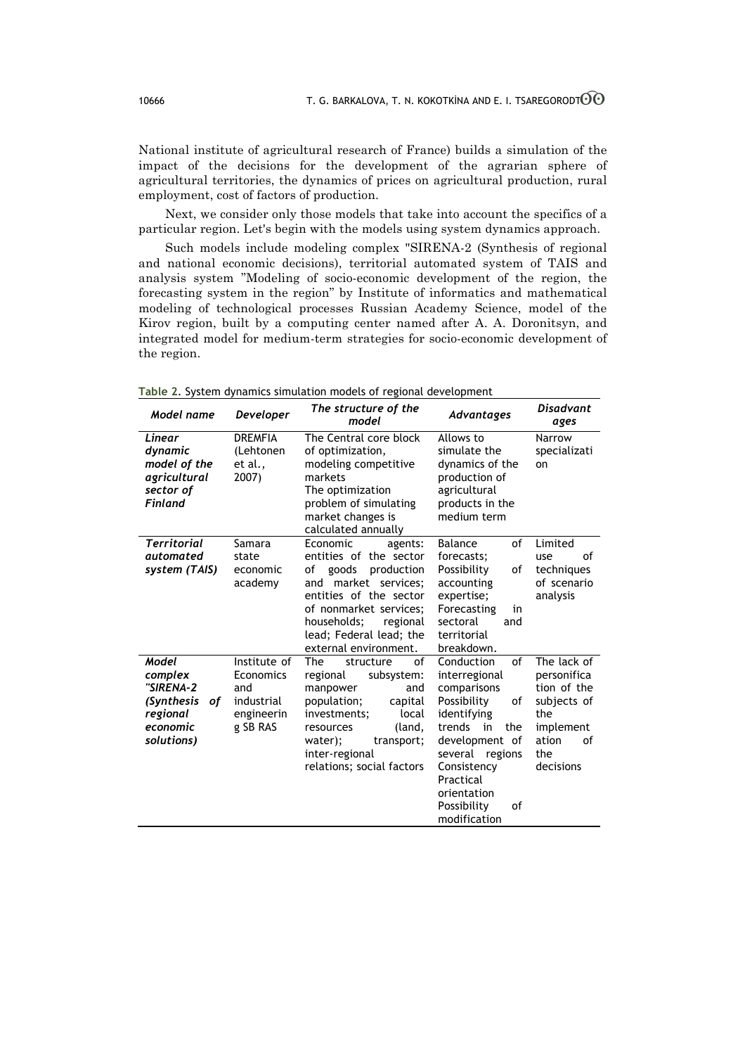National institute of agricultural research of France) builds a simulation of the impact of the decisions for the development of the agrarian sphere of agricultural territories, the dynamics of prices on agricultural production, rural employment, cost of factors of production.

Next, we consider only those models that take into account the specifics of a particular region. Let's begin with the models using system dynamics approach.

Such models include modeling complex "SIRENA-2 (Synthesis of regional and national economic decisions), territorial automated system of TAIS and analysis system "Modeling of socio-economic development of the region, the forecasting system in the region" by Institute of informatics and mathematical modeling of technological processes Russian Academy Science, model of the Kirov region, built by a computing center named after A. A. Doronitsyn, and integrated model for medium-term strategies for socio-economic development of the region.

**Table 2.** System dynamics simulation models of regional development

| *Model name* | *Developer* | *The structure of the model* | *Advantages* | *Disadvantages* |
|---|---|---|---|---|
| ***Linear dynamic model of the agricultural sector of Finland*** | DREMFIA (Lehtonen et al., 2007) | The Central core block of optimization, modeling competitive markets<br>The optimization problem of simulating market changes is calculated annually | Allows to simulate the dynamics of the production of agricultural products in the medium term | Narrow specialization |
| ***Territorial automated system (TAIS)*** | Samara state economic academy | Economic agents: entities of the sector of goods production and market services; entities of the sector of nonmarket services; households; regional lead; Federal lead; the external environment. | Balance of forecasts;<br>Possibility of accounting expertise;<br>Forecasting in sectoral and territorial breakdown. | Limited use of techniques of scenario analysis |
| ***Model complex "SIRENA-2 (Synthesis of regional economic solutions)*** | Institute of Economics and industrial engineering SB RAS | The structure of regional subsystem: manpower and population; capital investments; local resources (land, water); transport; inter-regional relations; social factors | Conduction of interregional comparisons<br>Possibility of identifying trends in the development of several regions<br>Consistency<br>Practical orientation<br>Possibility of modification | The lack of personification of the subjects of the implementation of the decisions |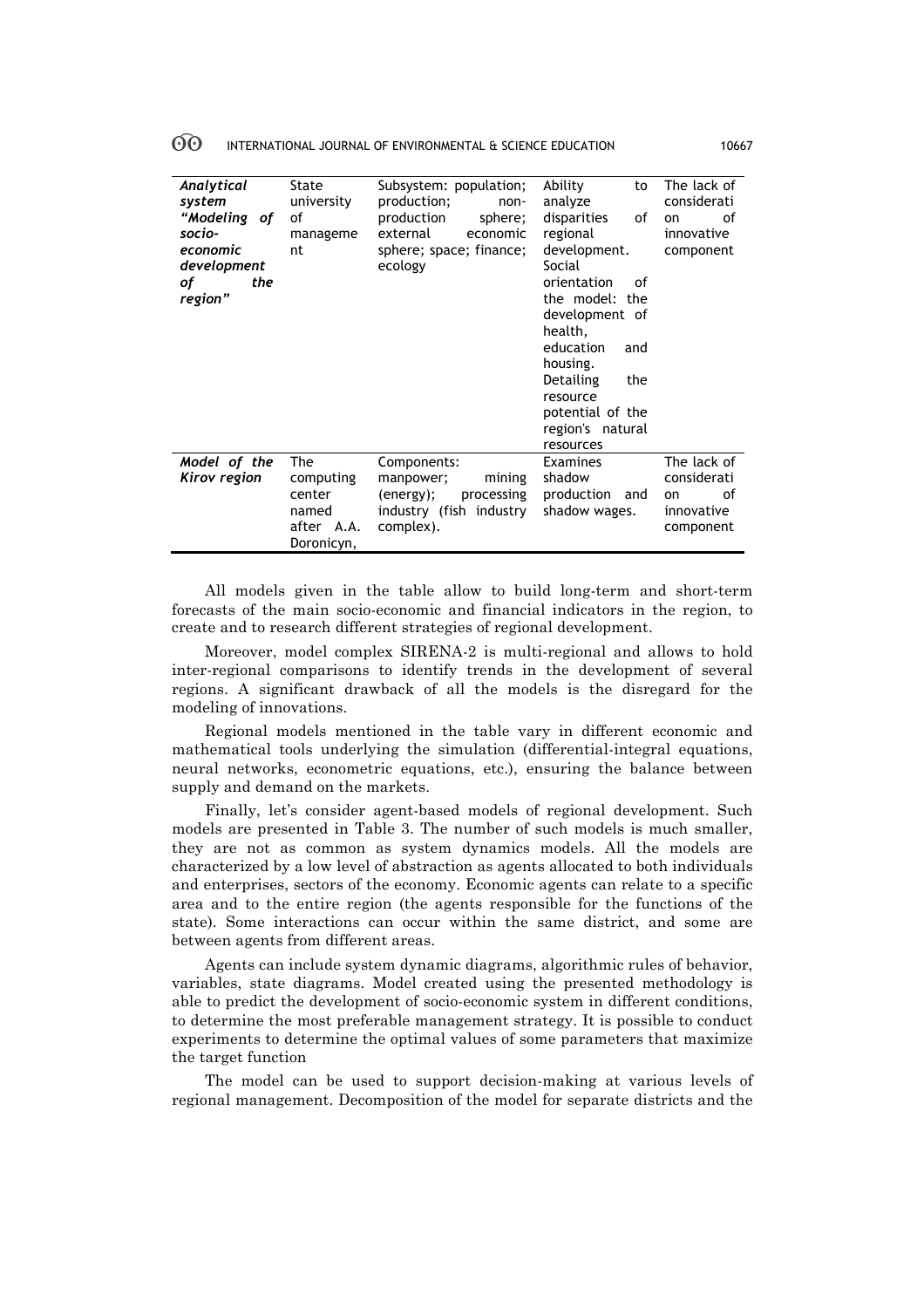| *Analytical system "Modeling of socio-economic development of the region"* | State university of management | Subsystem: population; production; non-production sphere; external economic sphere; space; finance; ecology | Ability to analyze disparities of regional development. Social orientation of the model: the development of health, education and housing. Detailing the resource potential of the region's natural resources | The lack of consideration of innovative component |
|---|---|---|---|---|
| *Model of the Kirov region* | The computing center named after A.A. Doronicyn, | Components: manpower; mining (energy); processing industry (fish industry complex). | Examines shadow production and shadow wages. | The lack of consideration of innovative component |

All models given in the table allow to build long-term and short-term forecasts of the main socio-economic and financial indicators in the region, to create and to research different strategies of regional development.

Moreover, model complex SIRENA-2 is multi-regional and allows to hold inter-regional comparisons to identify trends in the development of several regions. A significant drawback of all the models is the disregard for the modeling of innovations.

Regional models mentioned in the table vary in different economic and mathematical tools underlying the simulation (differential-integral equations, neural networks, econometric equations, etc.), ensuring the balance between supply and demand on the markets.

Finally, let's consider agent-based models of regional development. Such models are presented in Table 3. The number of such models is much smaller, they are not as common as system dynamics models. All the models are characterized by a low level of abstraction as agents allocated to both individuals and enterprises, sectors of the economy. Economic agents can relate to a specific area and to the entire region (the agents responsible for the functions of the state). Some interactions can occur within the same district, and some are between agents from different areas.

Agents can include system dynamic diagrams, algorithmic rules of behavior, variables, state diagrams. Model created using the presented methodology is able to predict the development of socio-economic system in different conditions, to determine the most preferable management strategy. It is possible to conduct experiments to determine the optimal values of some parameters that maximize the target function

The model can be used to support decision-making at various levels of regional management. Decomposition of the model for separate districts and the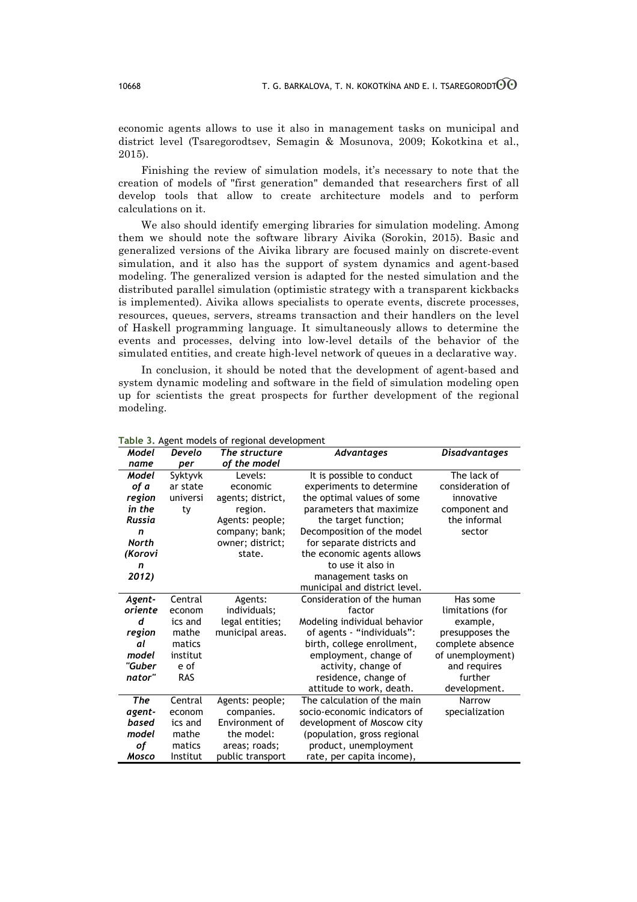economic agents allows to use it also in management tasks on municipal and district level (Tsaregorodtsev, Semagin & Mosunova, 2009; Kokotkina et al., 2015).

Finishing the review of simulation models, it's necessary to note that the creation of models of "first generation" demanded that researchers first of all develop tools that allow to create architecture models and to perform calculations on it.

We also should identify emerging libraries for simulation modeling. Among them we should note the software library Aivika (Sorokin, 2015). Basic and generalized versions of the Aivika library are focused mainly on discrete-event simulation, and it also has the support of system dynamics and agent-based modeling. The generalized version is adapted for the nested simulation and the distributed parallel simulation (optimistic strategy with a transparent kickbacks is implemented). Aivika allows specialists to operate events, discrete processes, resources, queues, servers, streams transaction and their handlers on the level of Haskell programming language. It simultaneously allows to determine the events and processes, delving into low-level details of the behavior of the simulated entities, and create high-level network of queues in a declarative way.

In conclusion, it should be noted that the development of agent-based and system dynamic modeling and software in the field of simulation modeling open up for scientists the great prospects for further development of the regional modeling.

**Table 3.** Agent models of regional development

| *Model name* | *Developer* | *The structure of the model* | *Advantages* | *Disadvantages* |
|---|---|---|---|---|
| ***Model of a region in the Russian North (Korovin 2012)*** | Syktyvkar state university | Levels: economic agents; district, region. Agents: people; company; bank; owner; district; state. | It is possible to conduct experiments to determine the optimal values of some parameters that maximize the target function; Decomposition of the model for separate districts and the economic agents allows to use it also in management tasks on municipal and district level. | The lack of consideration of innovative component and the informal sector |
| ***Agent-oriented regional model "Gubernator"*** | Central economics and mathematics institute of RAS | Agents: individuals; legal entities; municipal areas. | Consideration of the human factor Modeling individual behavior of agents - "individuals": birth, college enrollment, employment, change of activity, change of residence, change of attitude to work, death. | Has some limitations (for example, presupposes the complete absence of unemployment) and requires further development. |
| ***The agent-based model of Mosco*** | Central economics and mathematics Institut | Agents: people; companies. Environment of the model: areas; roads; public transport | The calculation of the main socio-economic indicators of development of Moscow city (population, gross regional product, unemployment rate, per capita income), | Narrow specialization |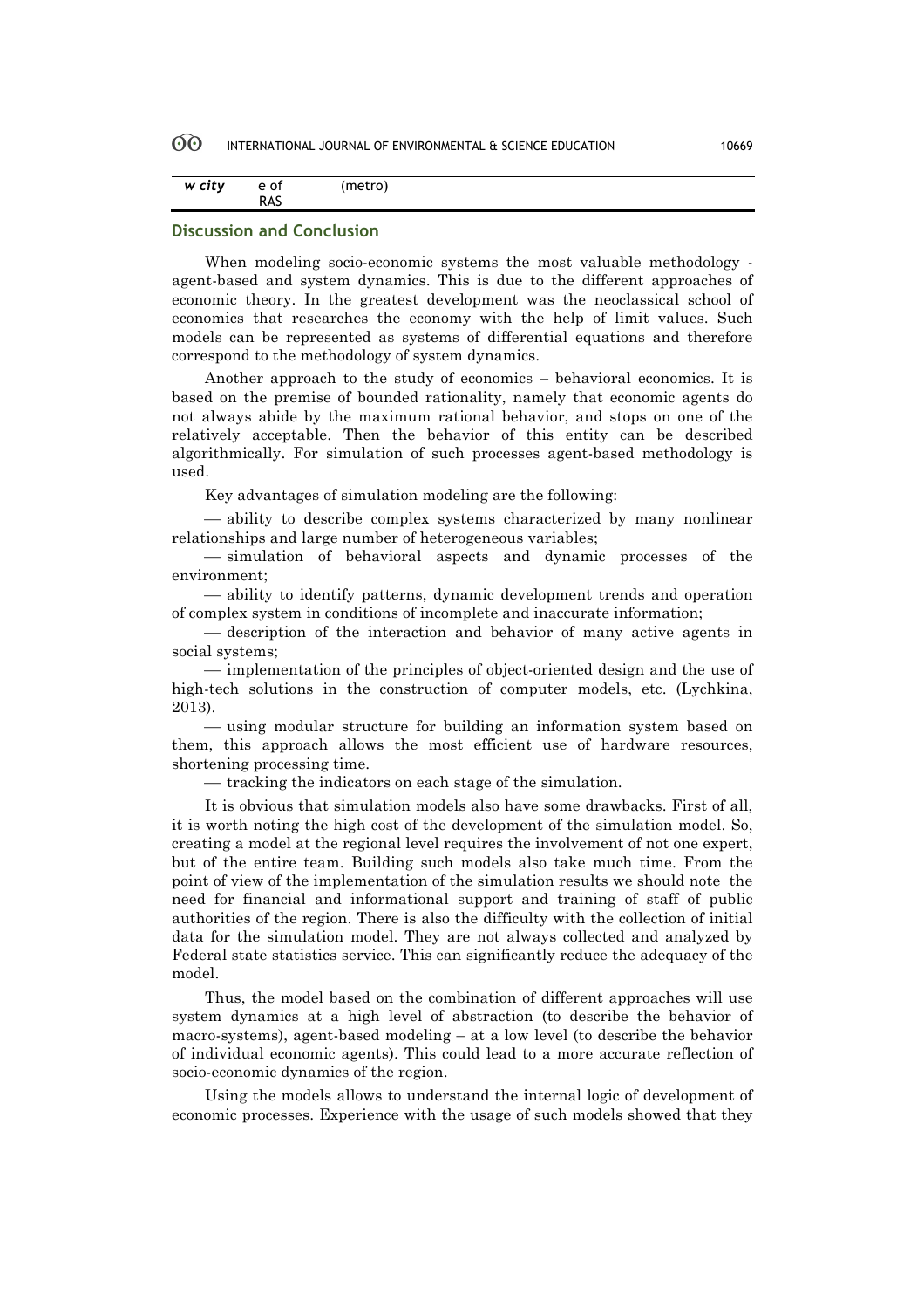| *w city* | e of RAS | (metro) |
|---|---|---|

## Discussion and Conclusion

When modeling socio-economic systems the most valuable methodology - agent-based and system dynamics. This is due to the different approaches of economic theory. In the greatest development was the neoclassical school of economics that researches the economy with the help of limit values. Such models can be represented as systems of differential equations and therefore correspond to the methodology of system dynamics.

Another approach to the study of economics – behavioral economics. It is based on the premise of bounded rationality, namely that economic agents do not always abide by the maximum rational behavior, and stops on one of the relatively acceptable. Then the behavior of this entity can be described algorithmically. For simulation of such processes agent-based methodology is used.

Key advantages of simulation modeling are the following:

— ability to describe complex systems characterized by many nonlinear relationships and large number of heterogeneous variables;

— simulation of behavioral aspects and dynamic processes of the environment;

— ability to identify patterns, dynamic development trends and operation of complex system in conditions of incomplete and inaccurate information;

— description of the interaction and behavior of many active agents in social systems;

— implementation of the principles of object-oriented design and the use of high-tech solutions in the construction of computer models, etc. (Lychkina, 2013).

— using modular structure for building an information system based on them, this approach allows the most efficient use of hardware resources, shortening processing time.

— tracking the indicators on each stage of the simulation.

It is obvious that simulation models also have some drawbacks. First of all, it is worth noting the high cost of the development of the simulation model. So, creating a model at the regional level requires the involvement of not one expert, but of the entire team. Building such models also take much time. From the point of view of the implementation of the simulation results we should note the need for financial and informational support and training of staff of public authorities of the region. There is also the difficulty with the collection of initial data for the simulation model. They are not always collected and analyzed by Federal state statistics service. This can significantly reduce the adequacy of the model.

Thus, the model based on the combination of different approaches will use system dynamics at a high level of abstraction (to describe the behavior of macro-systems), agent-based modeling – at a low level (to describe the behavior of individual economic agents). This could lead to a more accurate reflection of socio-economic dynamics of the region.

Using the models allows to understand the internal logic of development of economic processes. Experience with the usage of such models showed that they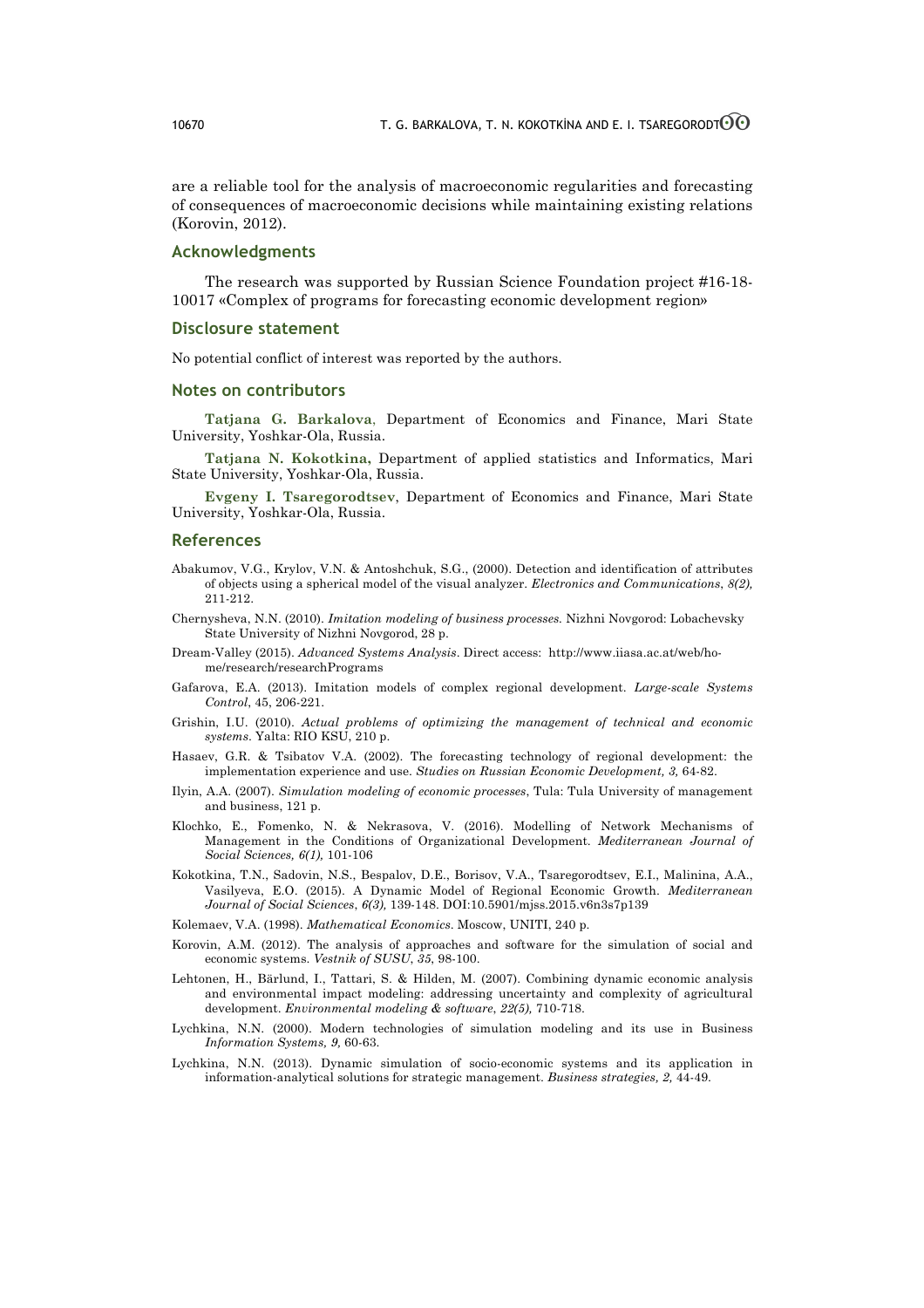are a reliable tool for the analysis of macroeconomic regularities and forecasting of consequences of macroeconomic decisions while maintaining existing relations (Korovin, 2012).

## Acknowledgments

The research was supported by Russian Science Foundation project #16-18-10017 «Complex of programs for forecasting economic development region»

## Disclosure statement

No potential conflict of interest was reported by the authors.

## Notes on contributors

**Tatjana G. Barkalova**, Department of Economics and Finance, Mari State University, Yoshkar-Ola, Russia.

**Tatjana N. Kokotkina,** Department of applied statistics and Informatics, Mari State University, Yoshkar-Ola, Russia.

**Evgeny I. Tsaregorodtsev**, Department of Economics and Finance, Mari State University, Yoshkar-Ola, Russia.

## References

Abakumov, V.G., Krylov, V.N. & Antoshchuk, S.G., (2000). Detection and identification of attributes of objects using a spherical model of the visual analyzer. *Electronics and Communications*, *8(2),* 211-212.

Chernysheva, N.N. (2010). *Imitation modeling of business processes.* Nizhni Novgorod: Lobachevsky State University of Nizhni Novgorod, 28 p.

Dream-Valley (2015). *Advanced Systems Analysis*. Direct access: http://www.iiasa.ac.at/web/home/research/researchPrograms

Gafarova, E.A. (2013). Imitation models of complex regional development. *Large-scale Systems Control*, 45, 206-221.

Grishin, I.U. (2010). *Actual problems of optimizing the management of technical and economic systems*. Yalta: RIO KSU, 210 p.

Hasaev, G.R. & Tsibatov V.A. (2002). The forecasting technology of regional development: the implementation experience and use. *Studies on Russian Economic Development, 3,* 64-82.

Ilyin, A.A. (2007). *Simulation modeling of economic processes*, Tula: Tula University of management and business, 121 p.

Klochko, E., Fomenko, N. & Nekrasova, V. (2016). Modelling of Network Mechanisms of Management in the Conditions of Organizational Development. *Mediterranean Journal of Social Sciences, 6(1),* 101-106

Kokotkina, T.N., Sadovin, N.S., Bespalov, D.E., Borisov, V.A., Tsaregorodtsev, E.I., Malinina, A.A., Vasilyeva, E.O. (2015). A Dynamic Model of Regional Economic Growth. *Mediterranean Journal of Social Sciences*, *6(3),* 139-148. DOI:10.5901/mjss.2015.v6n3s7p139

Kolemaev, V.A. (1998). *Mathematical Economics*. Moscow, UNITI, 240 p.

Korovin, A.M. (2012). The analysis of approaches and software for the simulation of social and economic systems. *Vestnik of SUSU*, *35*, 98-100.

Lehtonen, H., Bärlund, I., Tattari, S. & Hilden, M. (2007). Combining dynamic economic analysis and environmental impact modeling: addressing uncertainty and complexity of agricultural development. *Environmental modeling & software*, *22(5),* 710-718.

Lychkina, N.N. (2000). Modern technologies of simulation modeling and its use in Business *Information Systems, 9,* 60-63.

Lychkina, N.N. (2013). Dynamic simulation of socio-economic systems and its application in information-analytical solutions for strategic management. *Business strategies, 2,* 44-49.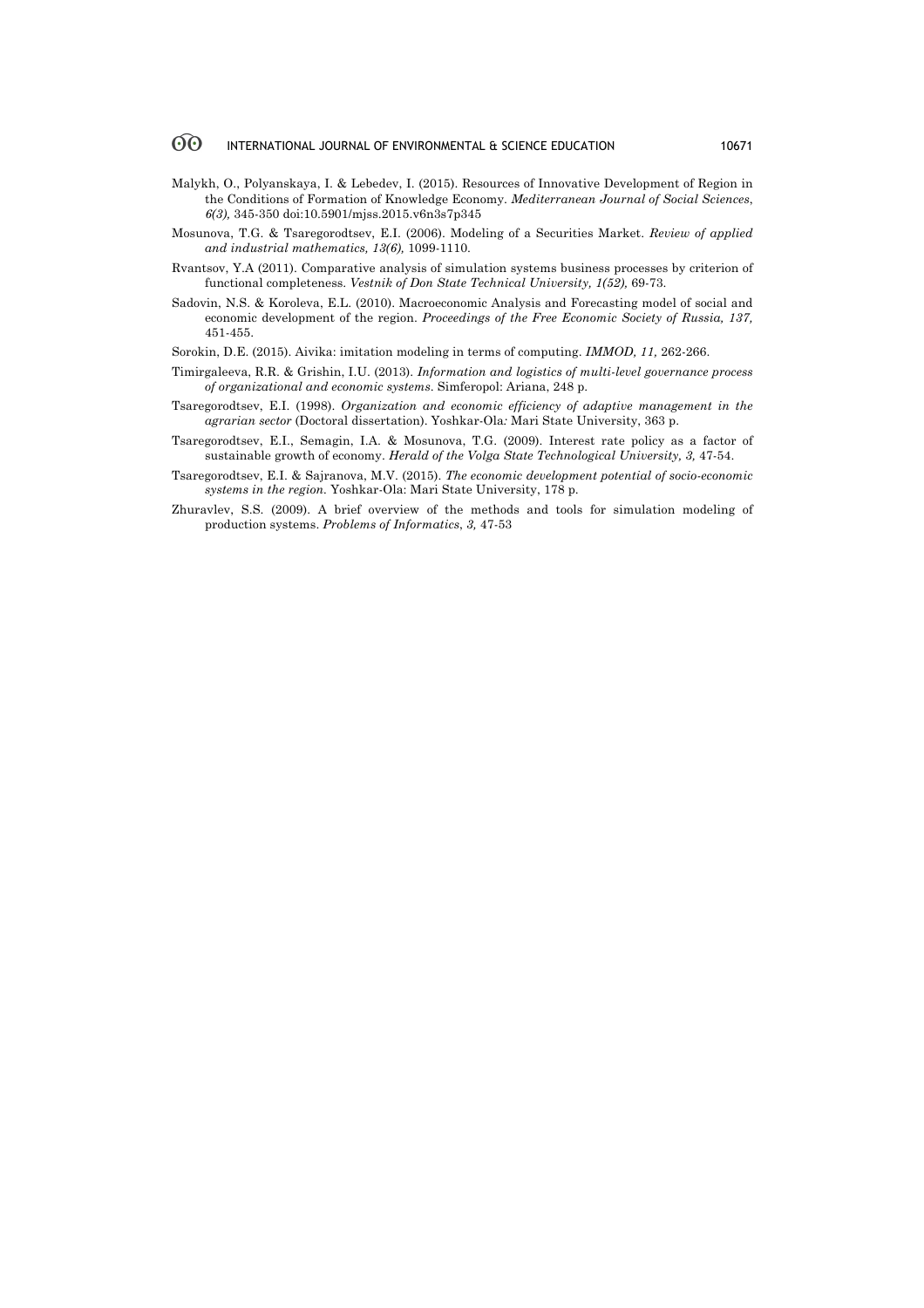Malykh, O., Polyanskaya, I. & Lebedev, I. (2015). Resources of Innovative Development of Region in the Conditions of Formation of Knowledge Economy. *Mediterranean Journal of Social Sciences*, *6(3),* 345-350 doi:10.5901/mjss.2015.v6n3s7p345

Mosunova, T.G. & Tsaregorodtsev, E.I. (2006). Modeling of a Securities Market. *Review of applied and industrial mathematics, 13(6),* 1099-1110.

Rvantsov, Y.A (2011). Comparative analysis of simulation systems business processes by criterion of functional completeness. *Vestnik of Don State Technical University, 1(52),* 69-73.

Sadovin, N.S. & Koroleva, E.L. (2010). Macroeconomic Analysis and Forecasting model of social and economic development of the region. *Proceedings of the Free Economic Society of Russia, 137,* 451-455.

Sorokin, D.E. (2015). Aivika: imitation modeling in terms of computing. *IMMOD, 11,* 262-266.

Timirgaleeva, R.R. & Grishin, I.U. (2013). *Information and logistics of multi-level governance process of organizational and economic systems*. Simferopol: Ariana, 248 p.

Tsaregorodtsev, E.I. (1998). *Organization and economic efficiency of adaptive management in the agrarian sector* (Doctoral dissertation). Yoshkar-Ola*:* Mari State University, 363 p.

Tsaregorodtsev, E.I., Semagin, I.A. & Mosunova, T.G. (2009). Interest rate policy as a factor of sustainable growth of economy. *Herald of the Volga State Technological University, 3,* 47-54.

Tsaregorodtsev, E.I. & Sajranova, M.V. (2015). *The economic development potential of socio-economic systems in the region.* Yoshkar-Ola: Mari State University, 178 p.

Zhuravlev, S.S. (2009). A brief overview of the methods and tools for simulation modeling of production systems. *Problems of Informatics*, *3,* 47-53